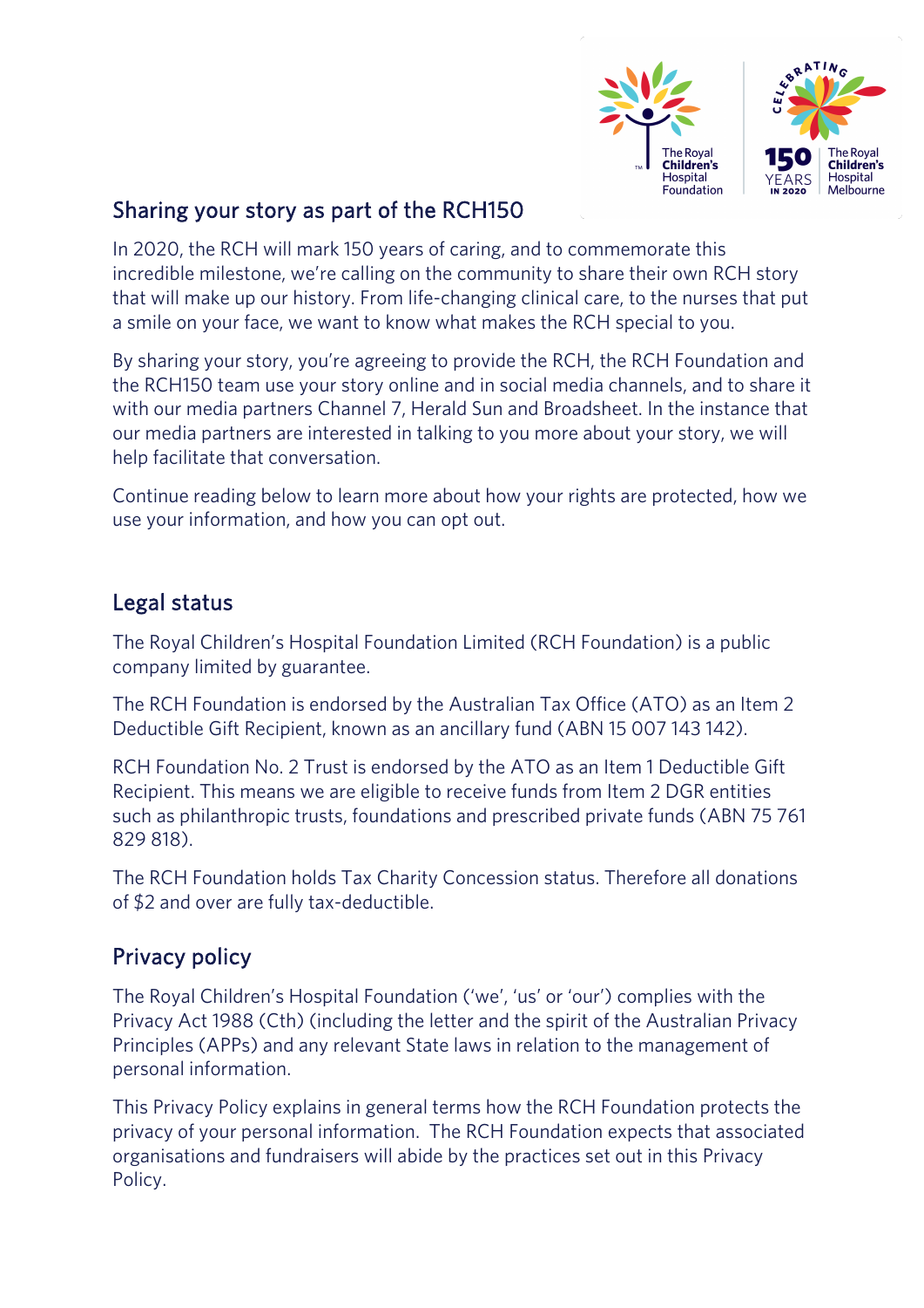## Sharing your story as part of the RCH150

In 2020, the RCH will mark 150 years of caring, and to commemorate this incredible milestone, we're calling on the community to share their own RCH story that will make up our history. From life-changing clinical care, to the nurses that put a smile on your face, we want to know what makes the RCH special to you.

By sharing your story, you're agreeing to provide the RCH, the RCH Foundation and the RCH150 team use your story online and in social media channels, and to share it with our media partners Channel 7, Herald Sun and Broadsheet. In the instance that our media partners are interested in talking to you more about your story, we will help facilitate that conversation.

Continue reading below to learn more about how your rights are protected, how we use your information, and how you can opt out.

## Legal status

The Royal Children's Hospital Foundation Limited (RCH Foundation) is a public company limited by guarantee.

The RCH Foundation is endorsed by the Australian Tax Office (ATO) as an Item 2 Deductible Gift Recipient, known as an ancillary fund (ABN 15 007 143 142).

RCH Foundation No. 2 Trust is endorsed by the ATO as an Item 1 Deductible Gift Recipient. This means we are eligible to receive funds from Item 2 DGR entities such as philanthropic trusts, foundations and prescribed private funds (ABN 75 761 829 818).

The RCH Foundation holds Tax Charity Concession status. Therefore all donations of $2 and over are fully tax-deductible.

## Privacy policy

The Royal Children's Hospital Foundation ('we', 'us' or 'our') complies with the Privacy Act 1988 (Cth) (including the letter and the spirit of the Australian Privacy Principles (APPs) and any relevant State laws in relation to the management of personal information.

This Privacy Policy explains in general terms how the RCH Foundation protects the privacy of your personal information. The RCH Foundation expects that associated organisations and fundraisers will abide by the practices set out in this Privacy Policy.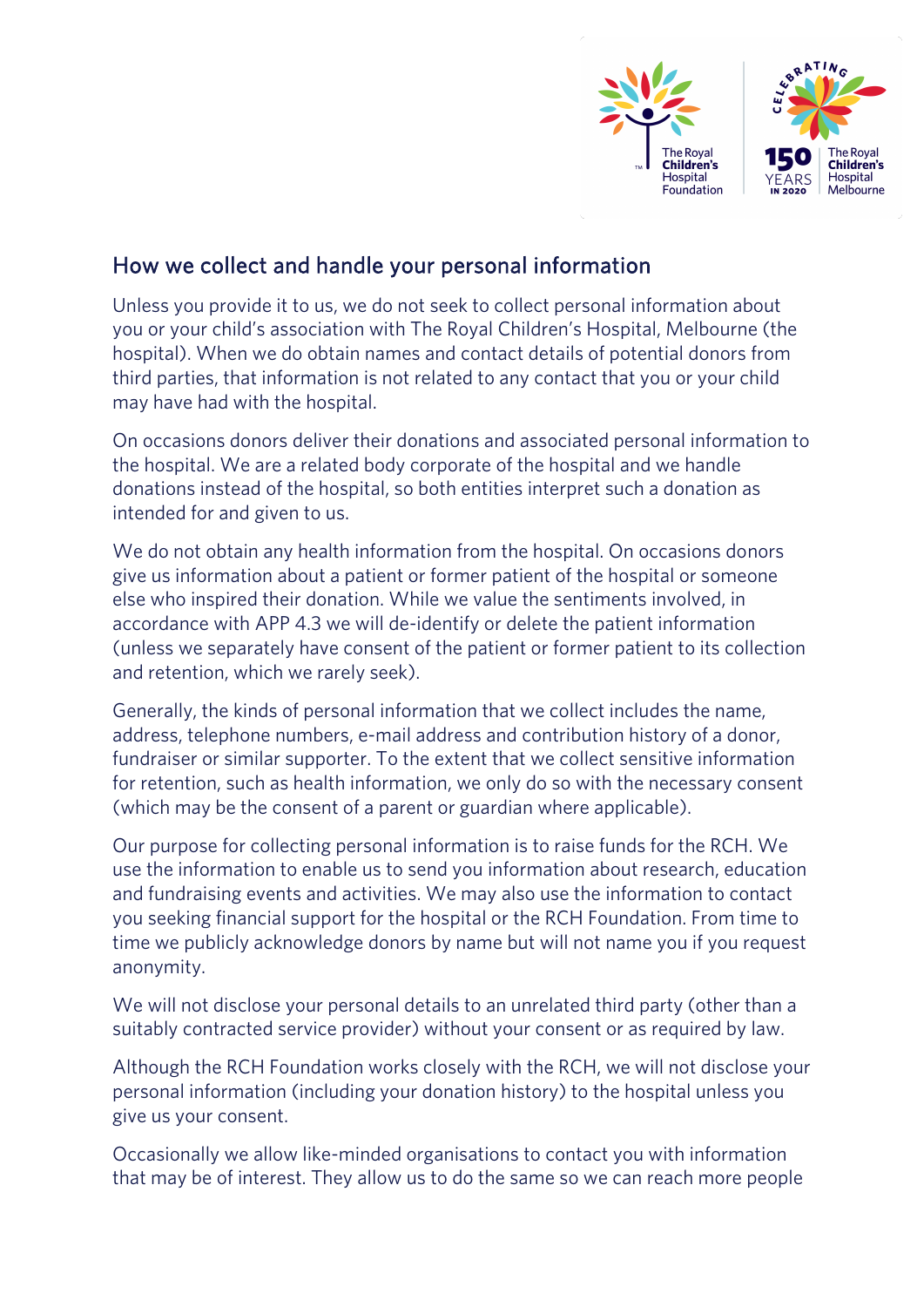## How we collect and handle your personal information

Unless you provide it to us, we do not seek to collect personal information about you or your child's association with The Royal Children's Hospital, Melbourne (the hospital). When we do obtain names and contact details of potential donors from third parties, that information is not related to any contact that you or your child may have had with the hospital.

On occasions donors deliver their donations and associated personal information to the hospital. We are a related body corporate of the hospital and we handle donations instead of the hospital, so both entities interpret such a donation as intended for and given to us.

We do not obtain any health information from the hospital. On occasions donors give us information about a patient or former patient of the hospital or someone else who inspired their donation. While we value the sentiments involved, in accordance with APP 4.3 we will de-identify or delete the patient information (unless we separately have consent of the patient or former patient to its collection and retention, which we rarely seek).

Generally, the kinds of personal information that we collect includes the name, address, telephone numbers, e-mail address and contribution history of a donor, fundraiser or similar supporter. To the extent that we collect sensitive information for retention, such as health information, we only do so with the necessary consent (which may be the consent of a parent or guardian where applicable).

Our purpose for collecting personal information is to raise funds for the RCH. We use the information to enable us to send you information about research, education and fundraising events and activities. We may also use the information to contact you seeking financial support for the hospital or the RCH Foundation. From time to time we publicly acknowledge donors by name but will not name you if you request anonymity.

We will not disclose your personal details to an unrelated third party (other than a suitably contracted service provider) without your consent or as required by law.

Although the RCH Foundation works closely with the RCH, we will not disclose your personal information (including your donation history) to the hospital unless you give us your consent.

Occasionally we allow like-minded organisations to contact you with information that may be of interest. They allow us to do the same so we can reach more people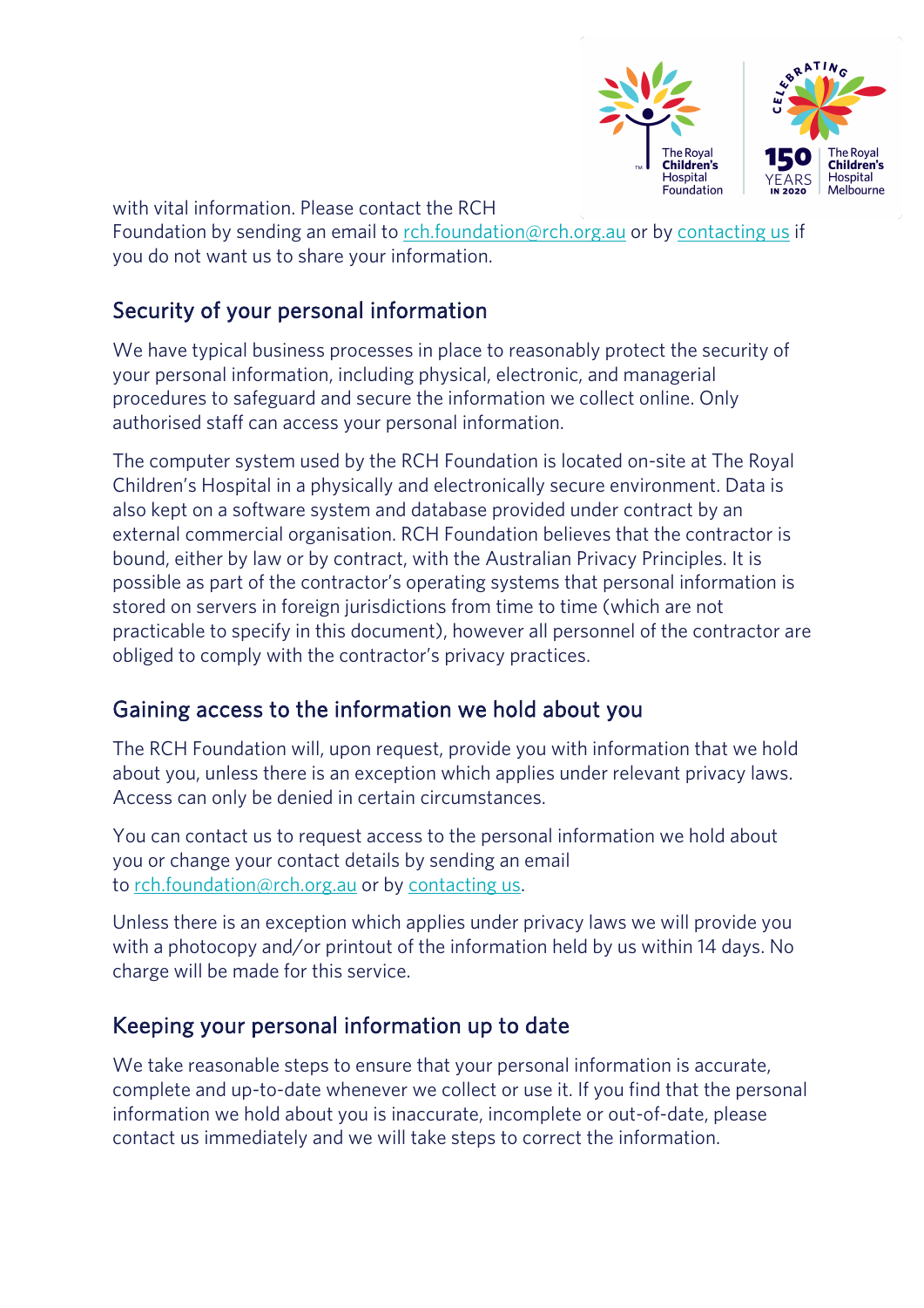with vital information. Please contact the RCH Foundation by sending an email to rch.foundation@rch.org.au or by contacting us if you do not want us to share your information.

## Security of your personal information

We have typical business processes in place to reasonably protect the security of your personal information, including physical, electronic, and managerial procedures to safeguard and secure the information we collect online. Only authorised staff can access your personal information.

The computer system used by the RCH Foundation is located on-site at The Royal Children's Hospital in a physically and electronically secure environment. Data is also kept on a software system and database provided under contract by an external commercial organisation. RCH Foundation believes that the contractor is bound, either by law or by contract, with the Australian Privacy Principles. It is possible as part of the contractor's operating systems that personal information is stored on servers in foreign jurisdictions from time to time (which are not practicable to specify in this document), however all personnel of the contractor are obliged to comply with the contractor's privacy practices.

## Gaining access to the information we hold about you

The RCH Foundation will, upon request, provide you with information that we hold about you, unless there is an exception which applies under relevant privacy laws. Access can only be denied in certain circumstances.

You can contact us to request access to the personal information we hold about you or change your contact details by sending an email to rch.foundation@rch.org.au or by contacting us.

Unless there is an exception which applies under privacy laws we will provide you with a photocopy and/or printout of the information held by us within 14 days. No charge will be made for this service.

## Keeping your personal information up to date

We take reasonable steps to ensure that your personal information is accurate, complete and up-to-date whenever we collect or use it. If you find that the personal information we hold about you is inaccurate, incomplete or out-of-date, please contact us immediately and we will take steps to correct the information.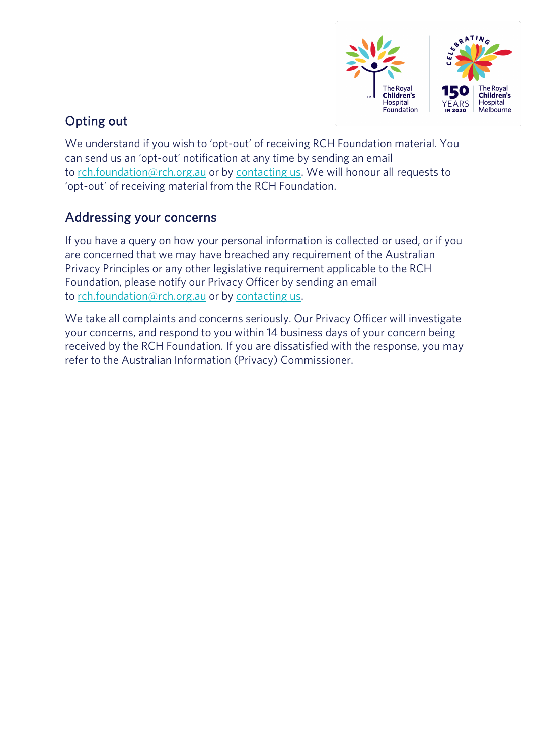## Opting out

We understand if you wish to 'opt-out' of receiving RCH Foundation material. You can send us an 'opt-out' notification at any time by sending an email to rch.foundation@rch.org.au or by contacting us. We will honour all requests to 'opt-out' of receiving material from the RCH Foundation.

## Addressing your concerns

If you have a query on how your personal information is collected or used, or if you are concerned that we may have breached any requirement of the Australian Privacy Principles or any other legislative requirement applicable to the RCH Foundation, please notify our Privacy Officer by sending an email to rch.foundation@rch.org.au or by contacting us.

We take all complaints and concerns seriously. Our Privacy Officer will investigate your concerns, and respond to you within 14 business days of your concern being received by the RCH Foundation. If you are dissatisfied with the response, you may refer to the Australian Information (Privacy) Commissioner.